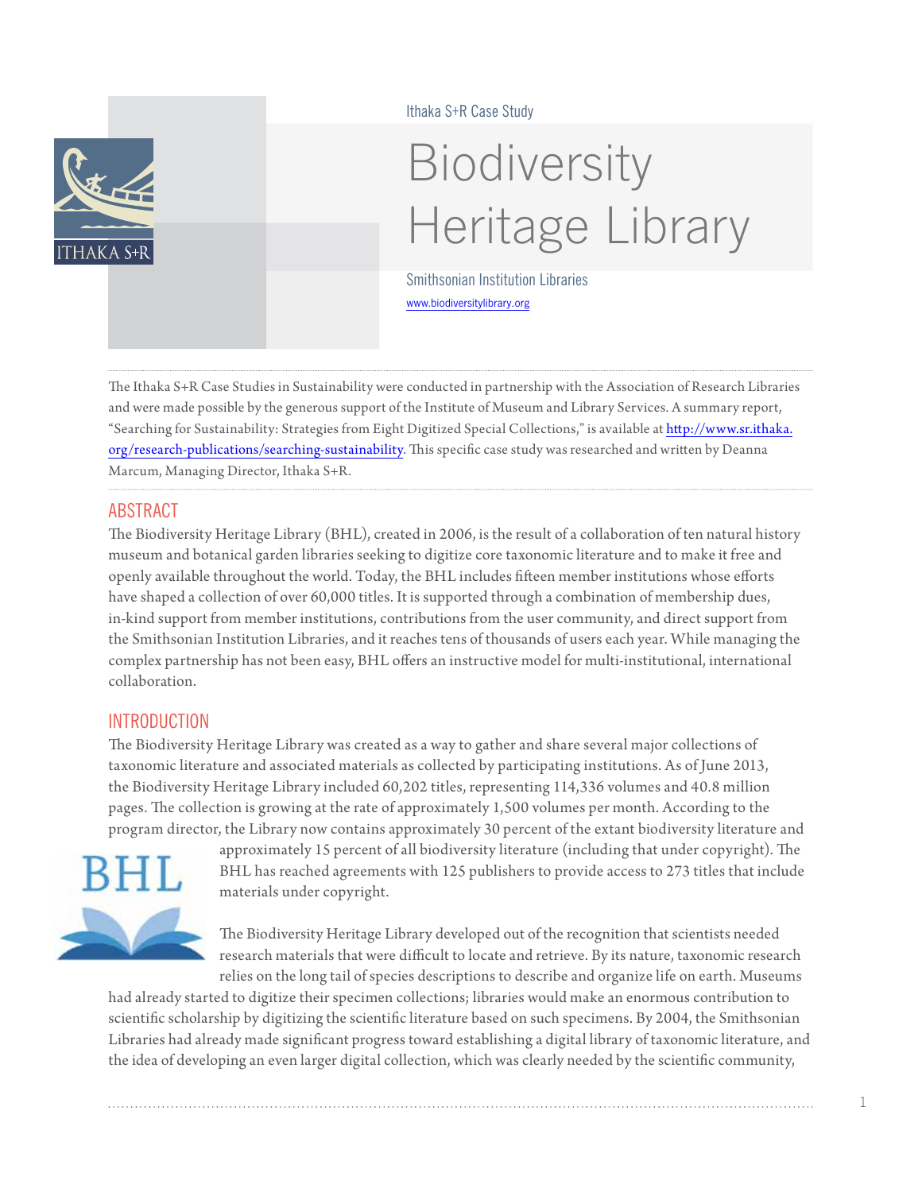Ithaka S+R Case Study

# Biodiversity Heritage Library

Smithsonian Institution Libraries

www.biodiversitylibrary.org

The Ithaka S+R Case Studies in Sustainability were conducted in partnership with the Association of Research Libraries and were made possible by the generous support of the Institute of Museum and Library Services. A summary report, "Searching for Sustainability: Strategies from Eight Digitized Special Collections," is available at http://www.sr.ithaka.org/research-publications/searching-sustainability. This specific case study was researched and written by Deanna Marcum, Managing Director, Ithaka S+R.

## ABSTRACT

The Biodiversity Heritage Library (BHL), created in 2006, is the result of a collaboration of ten natural history museum and botanical garden libraries seeking to digitize core taxonomic literature and to make it free and openly available throughout the world. Today, the BHL includes fifteen member institutions whose efforts have shaped a collection of over 60,000 titles. It is supported through a combination of membership dues, in-kind support from member institutions, contributions from the user community, and direct support from the Smithsonian Institution Libraries, and it reaches tens of thousands of users each year. While managing the complex partnership has not been easy, BHL offers an instructive model for multi-institutional, international collaboration.

## INTRODUCTION

The Biodiversity Heritage Library was created as a way to gather and share several major collections of taxonomic literature and associated materials as collected by participating institutions. As of June 2013, the Biodiversity Heritage Library included 60,202 titles, representing 114,336 volumes and 40.8 million pages. The collection is growing at the rate of approximately 1,500 volumes per month. According to the program director, the Library now contains approximately 30 percent of the extant biodiversity literature and approximately 15 percent of all biodiversity literature (including that under copyright). The BHL has reached agreements with 125 publishers to provide access to 273 titles that include materials under copyright.

The Biodiversity Heritage Library developed out of the recognition that scientists needed research materials that were difficult to locate and retrieve. By its nature, taxonomic research relies on the long tail of species descriptions to describe and organize life on earth. Museums had already started to digitize their specimen collections; libraries would make an enormous contribution to scientific scholarship by digitizing the scientific literature based on such specimens. By 2004, the Smithsonian Libraries had already made significant progress toward establishing a digital library of taxonomic literature, and the idea of developing an even larger digital collection, which was clearly needed by the scientific community,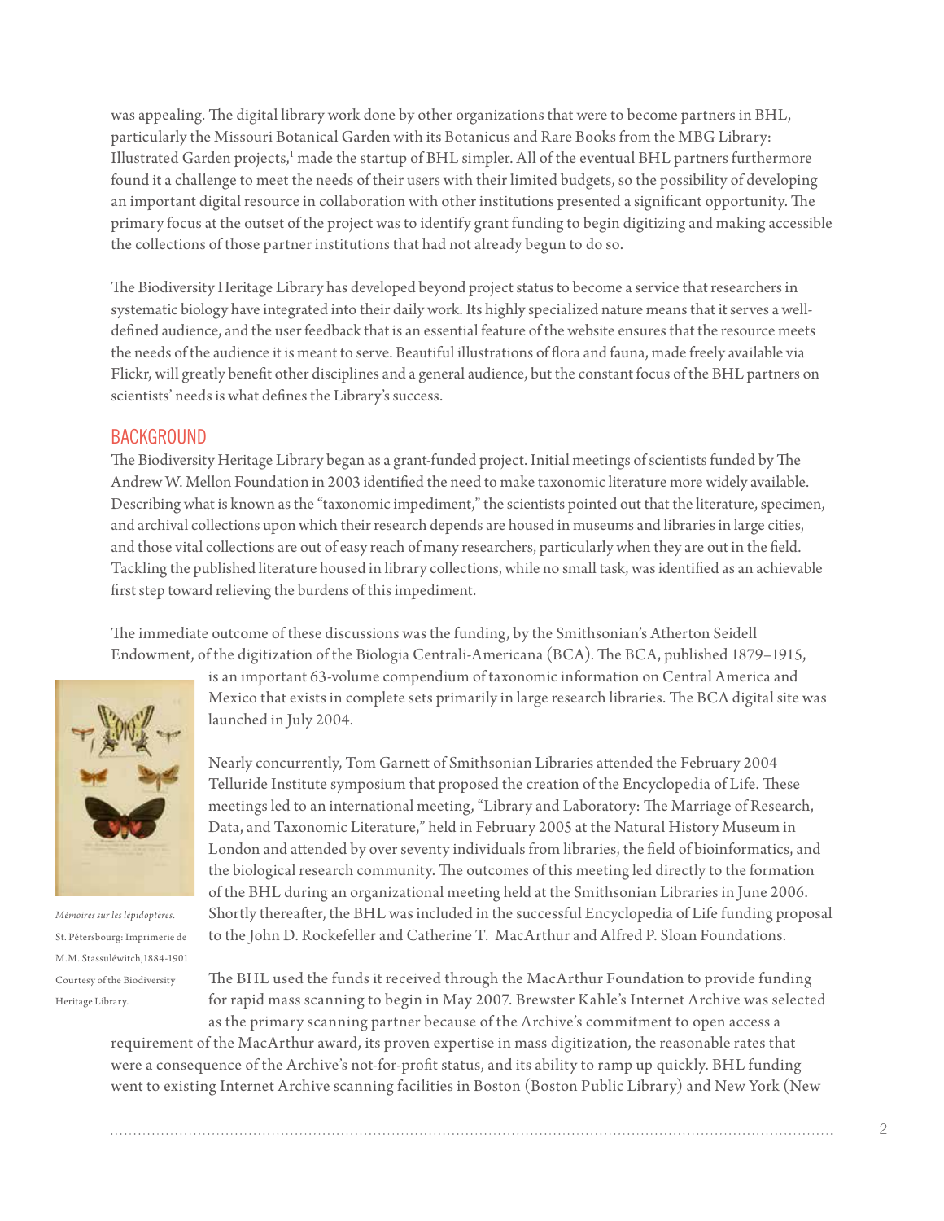was appealing. The digital library work done by other organizations that were to become partners in BHL, particularly the Missouri Botanical Garden with its Botanicus and Rare Books from the MBG Library: Illustrated Garden projects,[1] made the startup of BHL simpler. All of the eventual BHL partners furthermore found it a challenge to meet the needs of their users with their limited budgets, so the possibility of developing an important digital resource in collaboration with other institutions presented a significant opportunity. The primary focus at the outset of the project was to identify grant funding to begin digitizing and making accessible the collections of those partner institutions that had not already begun to do so.

The Biodiversity Heritage Library has developed beyond project status to become a service that researchers in systematic biology have integrated into their daily work. Its highly specialized nature means that it serves a well-defined audience, and the user feedback that is an essential feature of the website ensures that the resource meets the needs of the audience it is meant to serve. Beautiful illustrations of flora and fauna, made freely available via Flickr, will greatly benefit other disciplines and a general audience, but the constant focus of the BHL partners on scientists' needs is what defines the Library's success.

## BACKGROUND

The Biodiversity Heritage Library began as a grant-funded project. Initial meetings of scientists funded by The Andrew W. Mellon Foundation in 2003 identified the need to make taxonomic literature more widely available. Describing what is known as the "taxonomic impediment," the scientists pointed out that the literature, specimen, and archival collections upon which their research depends are housed in museums and libraries in large cities, and those vital collections are out of easy reach of many researchers, particularly when they are out in the field. Tackling the published literature housed in library collections, while no small task, was identified as an achievable first step toward relieving the burdens of this impediment.

The immediate outcome of these discussions was the funding, by the Smithsonian's Atherton Seidell Endowment, of the digitization of the Biologia Centrali-Americana (BCA). The BCA, published 1879–1915, is an important 63-volume compendium of taxonomic information on Central America and Mexico that exists in complete sets primarily in large research libraries. The BCA digital site was launched in July 2004.

*Mémoires sur les lépidoptères.* St. Pétersbourg: Imprimerie de M.M. Stassuléwitch,1884-1901 Courtesy of the Biodiversity Heritage Library.

Nearly concurrently, Tom Garnett of Smithsonian Libraries attended the February 2004 Telluride Institute symposium that proposed the creation of the Encyclopedia of Life. These meetings led to an international meeting, "Library and Laboratory: The Marriage of Research, Data, and Taxonomic Literature," held in February 2005 at the Natural History Museum in London and attended by over seventy individuals from libraries, the field of bioinformatics, and the biological research community. The outcomes of this meeting led directly to the formation of the BHL during an organizational meeting held at the Smithsonian Libraries in June 2006. Shortly thereafter, the BHL was included in the successful Encyclopedia of Life funding proposal to the John D. Rockefeller and Catherine T. MacArthur and Alfred P. Sloan Foundations.

The BHL used the funds it received through the MacArthur Foundation to provide funding for rapid mass scanning to begin in May 2007. Brewster Kahle's Internet Archive was selected as the primary scanning partner because of the Archive's commitment to open access a requirement of the MacArthur award, its proven expertise in mass digitization, the reasonable rates that were a consequence of the Archive's not-for-profit status, and its ability to ramp up quickly. BHL funding went to existing Internet Archive scanning facilities in Boston (Boston Public Library) and New York (New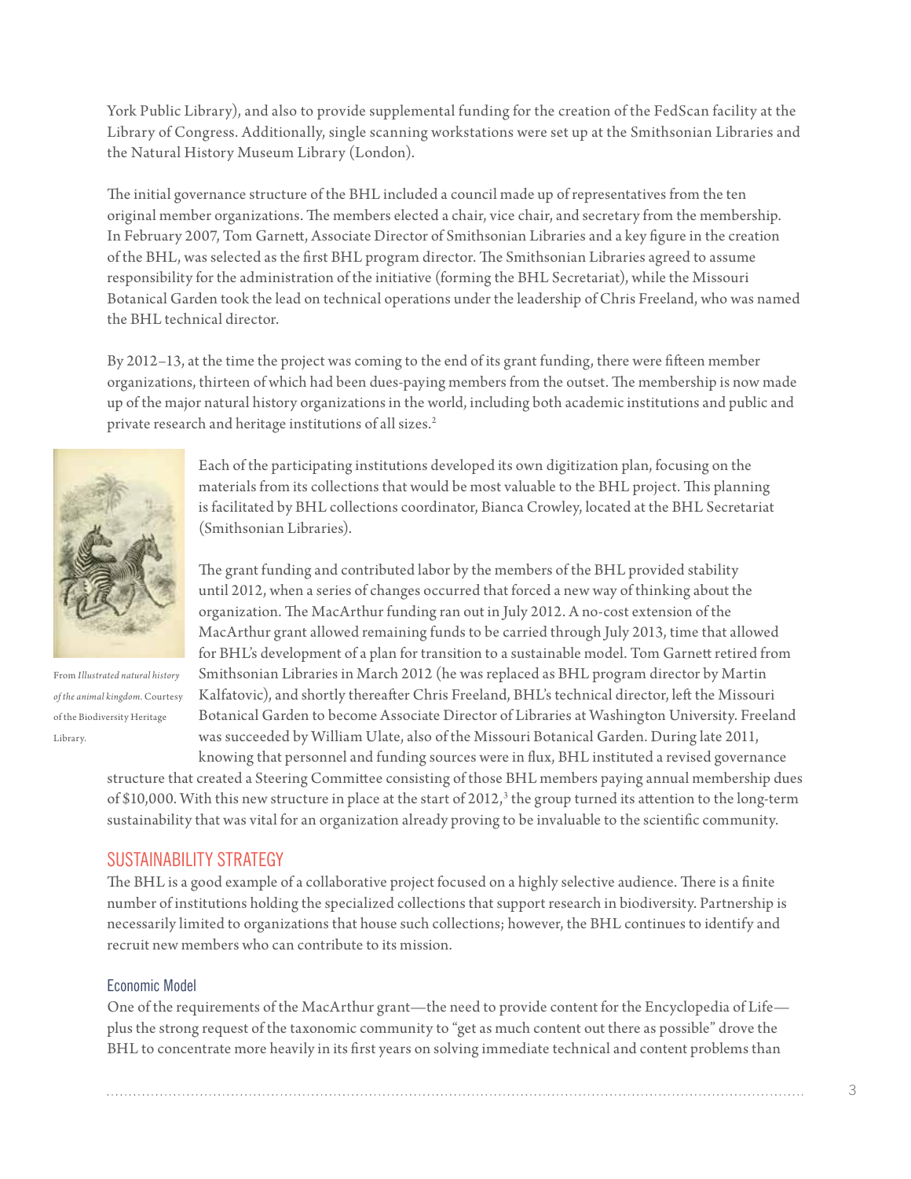York Public Library), and also to provide supplemental funding for the creation of the FedScan facility at the Library of Congress. Additionally, single scanning workstations were set up at the Smithsonian Libraries and the Natural History Museum Library (London).

The initial governance structure of the BHL included a council made up of representatives from the ten original member organizations. The members elected a chair, vice chair, and secretary from the membership. In February 2007, Tom Garnett, Associate Director of Smithsonian Libraries and a key figure in the creation of the BHL, was selected as the first BHL program director. The Smithsonian Libraries agreed to assume responsibility for the administration of the initiative (forming the BHL Secretariat), while the Missouri Botanical Garden took the lead on technical operations under the leadership of Chris Freeland, who was named the BHL technical director.

By 2012–13, at the time the project was coming to the end of its grant funding, there were fifteen member organizations, thirteen of which had been dues-paying members from the outset. The membership is now made up of the major natural history organizations in the world, including both academic institutions and public and private research and heritage institutions of all sizes.[2]

From *Illustrated natural history of the animal kingdom*. Courtesy of the Biodiversity Heritage Library.

Each of the participating institutions developed its own digitization plan, focusing on the materials from its collections that would be most valuable to the BHL project. This planning is facilitated by BHL collections coordinator, Bianca Crowley, located at the BHL Secretariat (Smithsonian Libraries).

The grant funding and contributed labor by the members of the BHL provided stability until 2012, when a series of changes occurred that forced a new way of thinking about the organization. The MacArthur funding ran out in July 2012. A no-cost extension of the MacArthur grant allowed remaining funds to be carried through July 2013, time that allowed for BHL's development of a plan for transition to a sustainable model. Tom Garnett retired from Smithsonian Libraries in March 2012 (he was replaced as BHL program director by Martin Kalfatovic), and shortly thereafter Chris Freeland, BHL's technical director, left the Missouri Botanical Garden to become Associate Director of Libraries at Washington University. Freeland was succeeded by William Ulate, also of the Missouri Botanical Garden. During late 2011, knowing that personnel and funding sources were in flux, BHL instituted a revised governance structure that created a Steering Committee consisting of those BHL members paying annual membership dues of $10,000. With this new structure in place at the start of 2012,[3] the group turned its attention to the long-term sustainability that was vital for an organization already proving to be invaluable to the scientific community.

## SUSTAINABILITY STRATEGY

The BHL is a good example of a collaborative project focused on a highly selective audience. There is a finite number of institutions holding the specialized collections that support research in biodiversity. Partnership is necessarily limited to organizations that house such collections; however, the BHL continues to identify and recruit new members who can contribute to its mission.

### Economic Model

One of the requirements of the MacArthur grant—the need to provide content for the Encyclopedia of Life—plus the strong request of the taxonomic community to "get as much content out there as possible" drove the BHL to concentrate more heavily in its first years on solving immediate technical and content problems than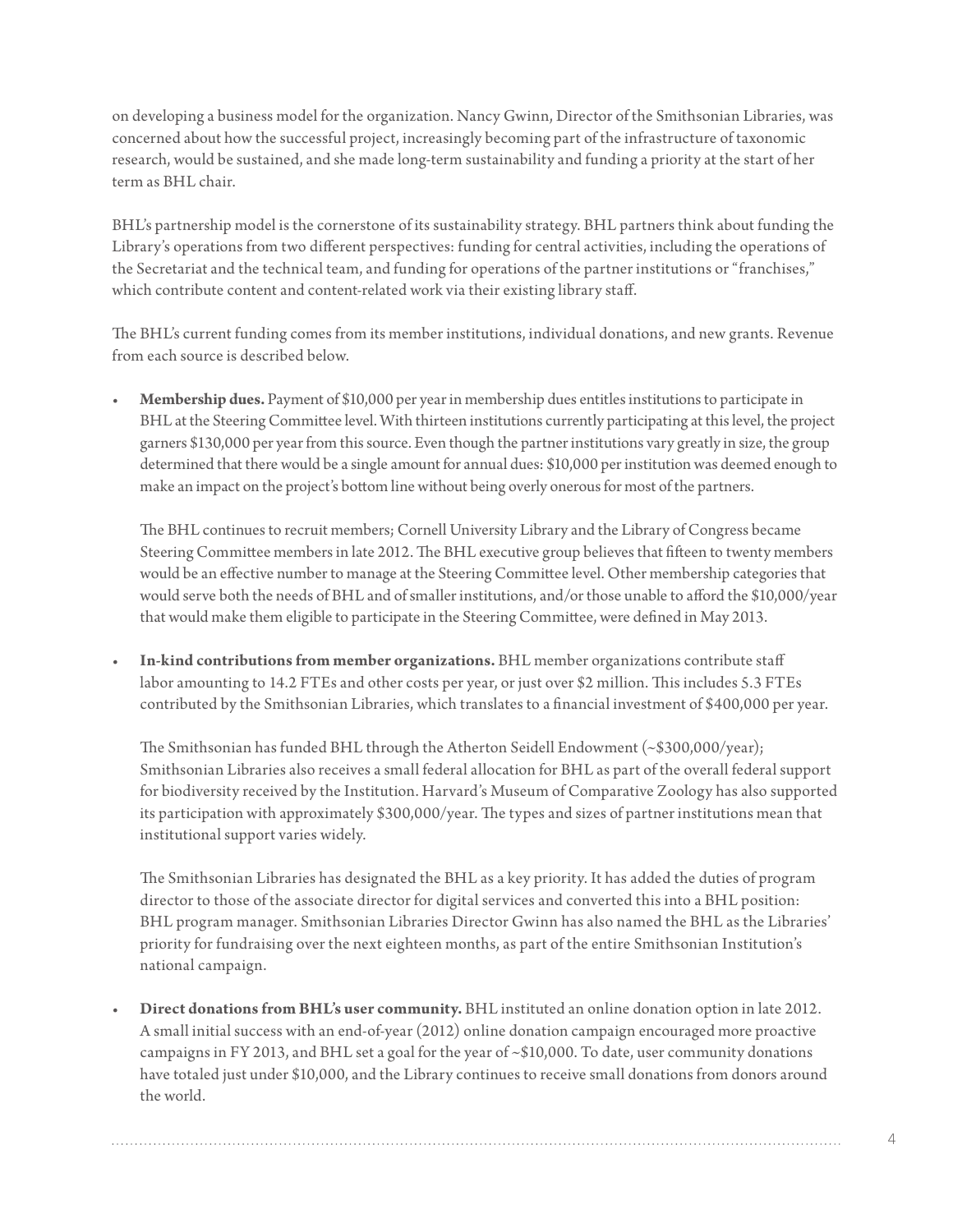on developing a business model for the organization. Nancy Gwinn, Director of the Smithsonian Libraries, was concerned about how the successful project, increasingly becoming part of the infrastructure of taxonomic research, would be sustained, and she made long-term sustainability and funding a priority at the start of her term as BHL chair.

BHL's partnership model is the cornerstone of its sustainability strategy. BHL partners think about funding the Library's operations from two different perspectives: funding for central activities, including the operations of the Secretariat and the technical team, and funding for operations of the partner institutions or "franchises," which contribute content and content-related work via their existing library staff.

The BHL's current funding comes from its member institutions, individual donations, and new grants. Revenue from each source is described below.

- **Membership dues.** Payment of $10,000 per year in membership dues entitles institutions to participate in BHL at the Steering Committee level. With thirteen institutions currently participating at this level, the project garners $130,000 per year from this source. Even though the partner institutions vary greatly in size, the group determined that there would be a single amount for annual dues: $10,000 per institution was deemed enough to make an impact on the project's bottom line without being overly onerous for most of the partners.

  The BHL continues to recruit members; Cornell University Library and the Library of Congress became Steering Committee members in late 2012. The BHL executive group believes that fifteen to twenty members would be an effective number to manage at the Steering Committee level. Other membership categories that would serve both the needs of BHL and of smaller institutions, and/or those unable to afford the $10,000/year that would make them eligible to participate in the Steering Committee, were defined in May 2013.

- **In-kind contributions from member organizations.** BHL member organizations contribute staff labor amounting to 14.2 FTEs and other costs per year, or just over $2 million. This includes 5.3 FTEs contributed by the Smithsonian Libraries, which translates to a financial investment of $400,000 per year.

  The Smithsonian has funded BHL through the Atherton Seidell Endowment (~$300,000/year); Smithsonian Libraries also receives a small federal allocation for BHL as part of the overall federal support for biodiversity received by the Institution. Harvard's Museum of Comparative Zoology has also supported its participation with approximately $300,000/year. The types and sizes of partner institutions mean that institutional support varies widely.

  The Smithsonian Libraries has designated the BHL as a key priority. It has added the duties of program director to those of the associate director for digital services and converted this into a BHL position: BHL program manager. Smithsonian Libraries Director Gwinn has also named the BHL as the Libraries' priority for fundraising over the next eighteen months, as part of the entire Smithsonian Institution's national campaign.

- **Direct donations from BHL's user community.** BHL instituted an online donation option in late 2012. A small initial success with an end-of-year (2012) online donation campaign encouraged more proactive campaigns in FY 2013, and BHL set a goal for the year of ~$10,000. To date, user community donations have totaled just under $10,000, and the Library continues to receive small donations from donors around the world.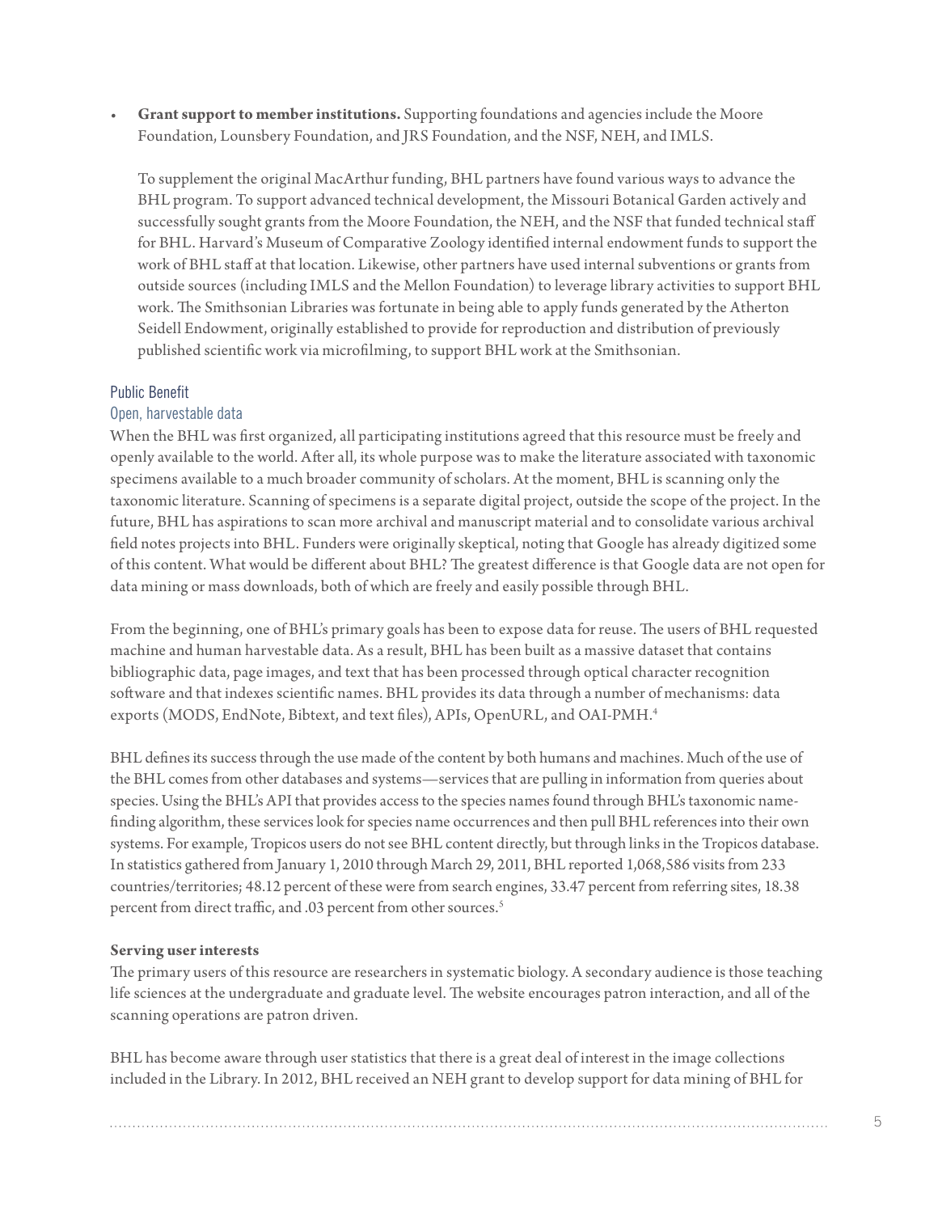- **Grant support to member institutions.** Supporting foundations and agencies include the Moore Foundation, Lounsbery Foundation, and JRS Foundation, and the NSF, NEH, and IMLS.

  To supplement the original MacArthur funding, BHL partners have found various ways to advance the BHL program. To support advanced technical development, the Missouri Botanical Garden actively and successfully sought grants from the Moore Foundation, the NEH, and the NSF that funded technical staff for BHL. Harvard's Museum of Comparative Zoology identified internal endowment funds to support the work of BHL staff at that location. Likewise, other partners have used internal subventions or grants from outside sources (including IMLS and the Mellon Foundation) to leverage library activities to support BHL work. The Smithsonian Libraries was fortunate in being able to apply funds generated by the Atherton Seidell Endowment, originally established to provide for reproduction and distribution of previously published scientific work via microfilming, to support BHL work at the Smithsonian.

## Public Benefit

### Open, harvestable data

When the BHL was first organized, all participating institutions agreed that this resource must be freely and openly available to the world. After all, its whole purpose was to make the literature associated with taxonomic specimens available to a much broader community of scholars. At the moment, BHL is scanning only the taxonomic literature. Scanning of specimens is a separate digital project, outside the scope of the project. In the future, BHL has aspirations to scan more archival and manuscript material and to consolidate various archival field notes projects into BHL. Funders were originally skeptical, noting that Google has already digitized some of this content. What would be different about BHL? The greatest difference is that Google data are not open for data mining or mass downloads, both of which are freely and easily possible through BHL.

From the beginning, one of BHL's primary goals has been to expose data for reuse. The users of BHL requested machine and human harvestable data. As a result, BHL has been built as a massive dataset that contains bibliographic data, page images, and text that has been processed through optical character recognition software and that indexes scientific names. BHL provides its data through a number of mechanisms: data exports (MODS, EndNote, Bibtext, and text files), APIs, OpenURL, and OAI-PMH.[4]

BHL defines its success through the use made of the content by both humans and machines. Much of the use of the BHL comes from other databases and systems—services that are pulling in information from queries about species. Using the BHL's API that provides access to the species names found through BHL's taxonomic name-finding algorithm, these services look for species name occurrences and then pull BHL references into their own systems. For example, Tropicos users do not see BHL content directly, but through links in the Tropicos database. In statistics gathered from January 1, 2010 through March 29, 2011, BHL reported 1,068,586 visits from 233 countries/territories; 48.12 percent of these were from search engines, 33.47 percent from referring sites, 18.38 percent from direct traffic, and .03 percent from other sources.[5]

**Serving user interests**

The primary users of this resource are researchers in systematic biology. A secondary audience is those teaching life sciences at the undergraduate and graduate level. The website encourages patron interaction, and all of the scanning operations are patron driven.

BHL has become aware through user statistics that there is a great deal of interest in the image collections included in the Library. In 2012, BHL received an NEH grant to develop support for data mining of BHL for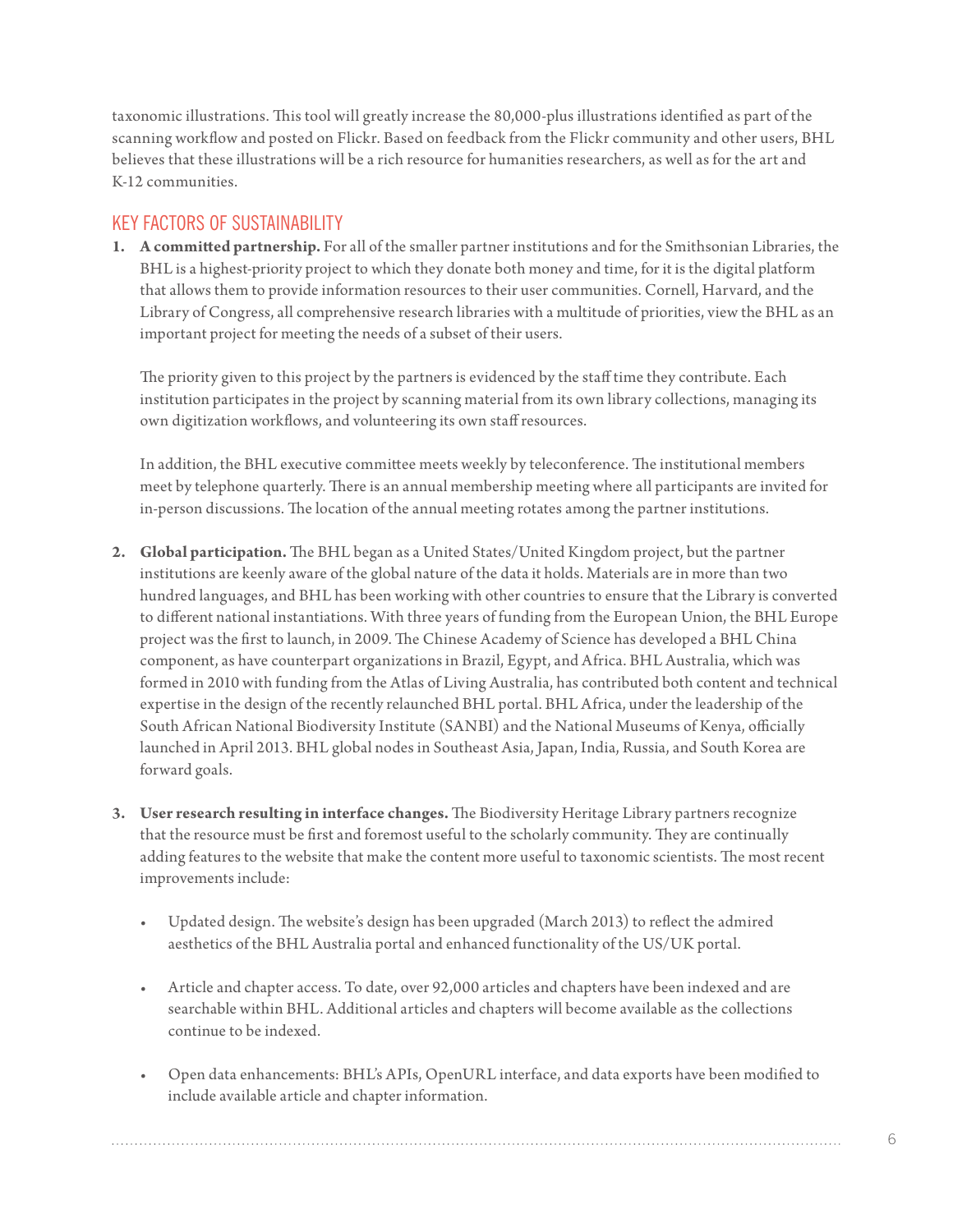taxonomic illustrations. This tool will greatly increase the 80,000-plus illustrations identified as part of the scanning workflow and posted on Flickr. Based on feedback from the Flickr community and other users, BHL believes that these illustrations will be a rich resource for humanities researchers, as well as for the art and K-12 communities.

## KEY FACTORS OF SUSTAINABILITY

1. **A committed partnership.** For all of the smaller partner institutions and for the Smithsonian Libraries, the BHL is a highest-priority project to which they donate both money and time, for it is the digital platform that allows them to provide information resources to their user communities. Cornell, Harvard, and the Library of Congress, all comprehensive research libraries with a multitude of priorities, view the BHL as an important project for meeting the needs of a subset of their users.

   The priority given to this project by the partners is evidenced by the staff time they contribute. Each institution participates in the project by scanning material from its own library collections, managing its own digitization workflows, and volunteering its own staff resources.

   In addition, the BHL executive committee meets weekly by teleconference. The institutional members meet by telephone quarterly. There is an annual membership meeting where all participants are invited for in-person discussions. The location of the annual meeting rotates among the partner institutions.

2. **Global participation.** The BHL began as a United States/United Kingdom project, but the partner institutions are keenly aware of the global nature of the data it holds. Materials are in more than two hundred languages, and BHL has been working with other countries to ensure that the Library is converted to different national instantiations. With three years of funding from the European Union, the BHL Europe project was the first to launch, in 2009. The Chinese Academy of Science has developed a BHL China component, as have counterpart organizations in Brazil, Egypt, and Africa. BHL Australia, which was formed in 2010 with funding from the Atlas of Living Australia, has contributed both content and technical expertise in the design of the recently relaunched BHL portal. BHL Africa, under the leadership of the South African National Biodiversity Institute (SANBI) and the National Museums of Kenya, officially launched in April 2013. BHL global nodes in Southeast Asia, Japan, India, Russia, and South Korea are forward goals.

3. **User research resulting in interface changes.** The Biodiversity Heritage Library partners recognize that the resource must be first and foremost useful to the scholarly community. They are continually adding features to the website that make the content more useful to taxonomic scientists. The most recent improvements include:

   - Updated design. The website's design has been upgraded (March 2013) to reflect the admired aesthetics of the BHL Australia portal and enhanced functionality of the US/UK portal.

   - Article and chapter access. To date, over 92,000 articles and chapters have been indexed and are searchable within BHL. Additional articles and chapters will become available as the collections continue to be indexed.

   - Open data enhancements: BHL's APIs, OpenURL interface, and data exports have been modified to include available article and chapter information.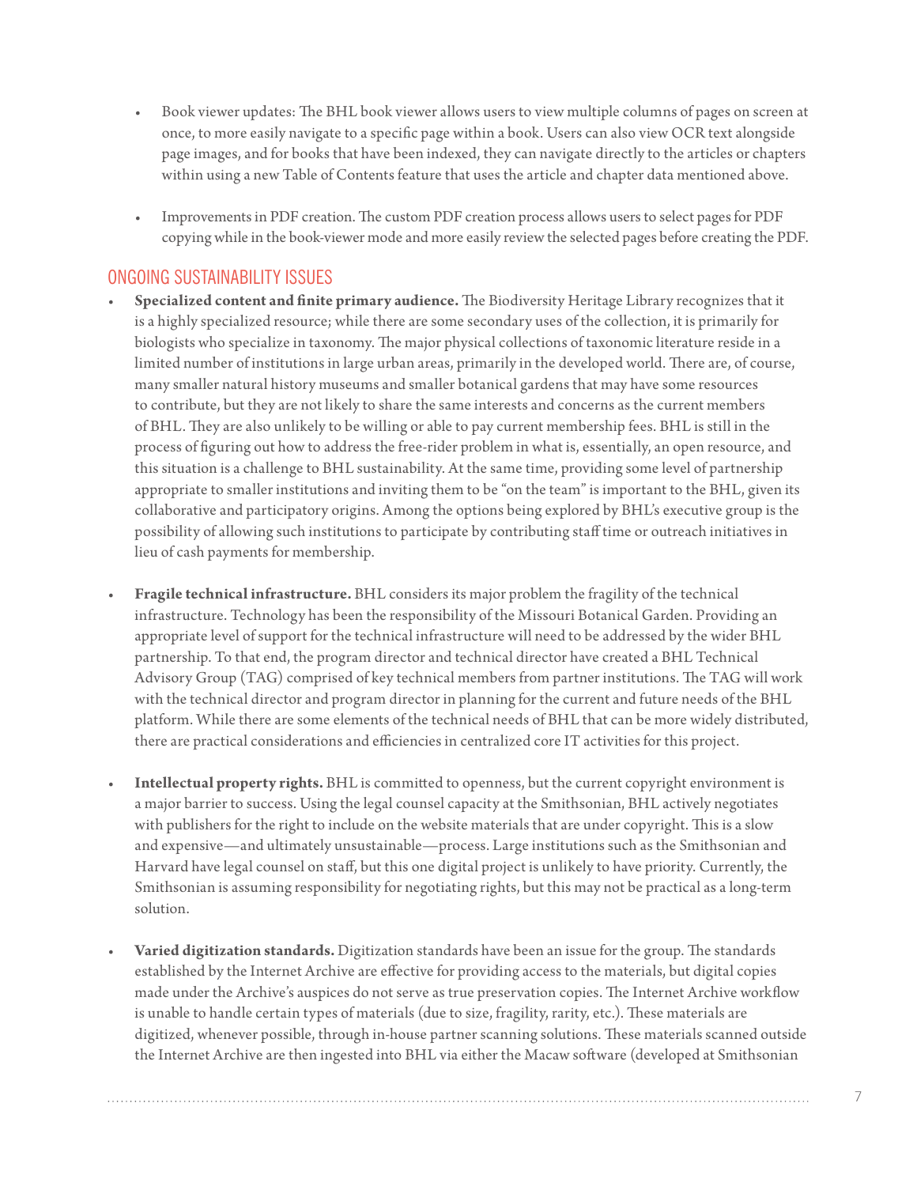- Book viewer updates: The BHL book viewer allows users to view multiple columns of pages on screen at once, to more easily navigate to a specific page within a book. Users can also view OCR text alongside page images, and for books that have been indexed, they can navigate directly to the articles or chapters within using a new Table of Contents feature that uses the article and chapter data mentioned above.

- Improvements in PDF creation. The custom PDF creation process allows users to select pages for PDF copying while in the book-viewer mode and more easily review the selected pages before creating the PDF.

## ONGOING SUSTAINABILITY ISSUES

- **Specialized content and finite primary audience.** The Biodiversity Heritage Library recognizes that it is a highly specialized resource; while there are some secondary uses of the collection, it is primarily for biologists who specialize in taxonomy. The major physical collections of taxonomic literature reside in a limited number of institutions in large urban areas, primarily in the developed world. There are, of course, many smaller natural history museums and smaller botanical gardens that may have some resources to contribute, but they are not likely to share the same interests and concerns as the current members of BHL. They are also unlikely to be willing or able to pay current membership fees. BHL is still in the process of figuring out how to address the free-rider problem in what is, essentially, an open resource, and this situation is a challenge to BHL sustainability. At the same time, providing some level of partnership appropriate to smaller institutions and inviting them to be "on the team" is important to the BHL, given its collaborative and participatory origins. Among the options being explored by BHL's executive group is the possibility of allowing such institutions to participate by contributing staff time or outreach initiatives in lieu of cash payments for membership.

- **Fragile technical infrastructure.** BHL considers its major problem the fragility of the technical infrastructure. Technology has been the responsibility of the Missouri Botanical Garden. Providing an appropriate level of support for the technical infrastructure will need to be addressed by the wider BHL partnership. To that end, the program director and technical director have created a BHL Technical Advisory Group (TAG) comprised of key technical members from partner institutions. The TAG will work with the technical director and program director in planning for the current and future needs of the BHL platform. While there are some elements of the technical needs of BHL that can be more widely distributed, there are practical considerations and efficiencies in centralized core IT activities for this project.

- **Intellectual property rights.** BHL is committed to openness, but the current copyright environment is a major barrier to success. Using the legal counsel capacity at the Smithsonian, BHL actively negotiates with publishers for the right to include on the website materials that are under copyright. This is a slow and expensive—and ultimately unsustainable—process. Large institutions such as the Smithsonian and Harvard have legal counsel on staff, but this one digital project is unlikely to have priority. Currently, the Smithsonian is assuming responsibility for negotiating rights, but this may not be practical as a long-term solution.

- **Varied digitization standards.** Digitization standards have been an issue for the group. The standards established by the Internet Archive are effective for providing access to the materials, but digital copies made under the Archive's auspices do not serve as true preservation copies. The Internet Archive workflow is unable to handle certain types of materials (due to size, fragility, rarity, etc.). These materials are digitized, whenever possible, through in-house partner scanning solutions. These materials scanned outside the Internet Archive are then ingested into BHL via either the Macaw software (developed at Smithsonian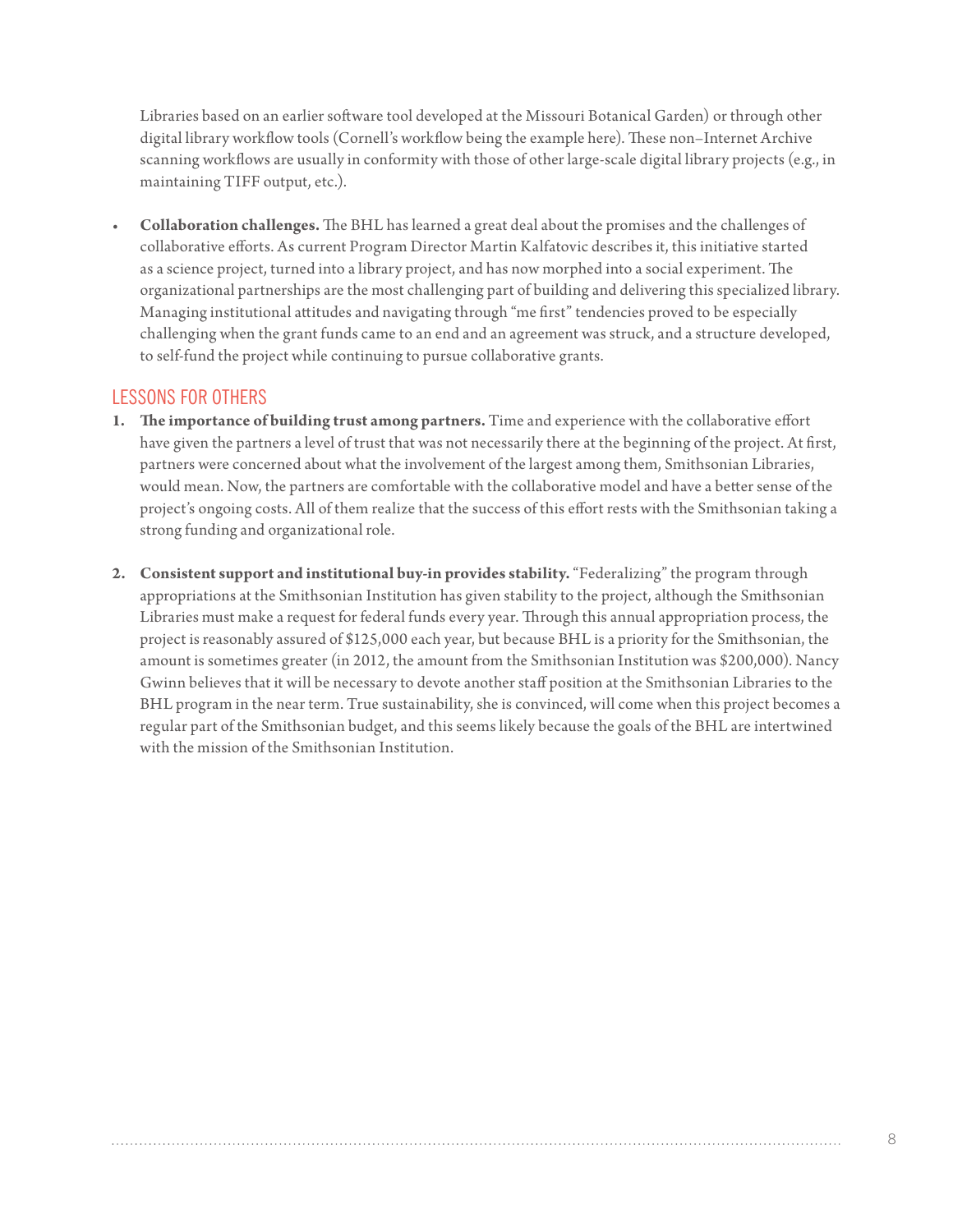Libraries based on an earlier software tool developed at the Missouri Botanical Garden) or through other digital library workflow tools (Cornell's workflow being the example here). These non–Internet Archive scanning workflows are usually in conformity with those of other large-scale digital library projects (e.g., in maintaining TIFF output, etc.).

- **Collaboration challenges.** The BHL has learned a great deal about the promises and the challenges of collaborative efforts. As current Program Director Martin Kalfatovic describes it, this initiative started as a science project, turned into a library project, and has now morphed into a social experiment. The organizational partnerships are the most challenging part of building and delivering this specialized library. Managing institutional attitudes and navigating through "me first" tendencies proved to be especially challenging when the grant funds came to an end and an agreement was struck, and a structure developed, to self-fund the project while continuing to pursue collaborative grants.

## LESSONS FOR OTHERS

1. **The importance of building trust among partners.** Time and experience with the collaborative effort have given the partners a level of trust that was not necessarily there at the beginning of the project. At first, partners were concerned about what the involvement of the largest among them, Smithsonian Libraries, would mean. Now, the partners are comfortable with the collaborative model and have a better sense of the project's ongoing costs. All of them realize that the success of this effort rests with the Smithsonian taking a strong funding and organizational role.

2. **Consistent support and institutional buy-in provides stability.** "Federalizing" the program through appropriations at the Smithsonian Institution has given stability to the project, although the Smithsonian Libraries must make a request for federal funds every year. Through this annual appropriation process, the project is reasonably assured of $125,000 each year, but because BHL is a priority for the Smithsonian, the amount is sometimes greater (in 2012, the amount from the Smithsonian Institution was $200,000). Nancy Gwinn believes that it will be necessary to devote another staff position at the Smithsonian Libraries to the BHL program in the near term. True sustainability, she is convinced, will come when this project becomes a regular part of the Smithsonian budget, and this seems likely because the goals of the BHL are intertwined with the mission of the Smithsonian Institution.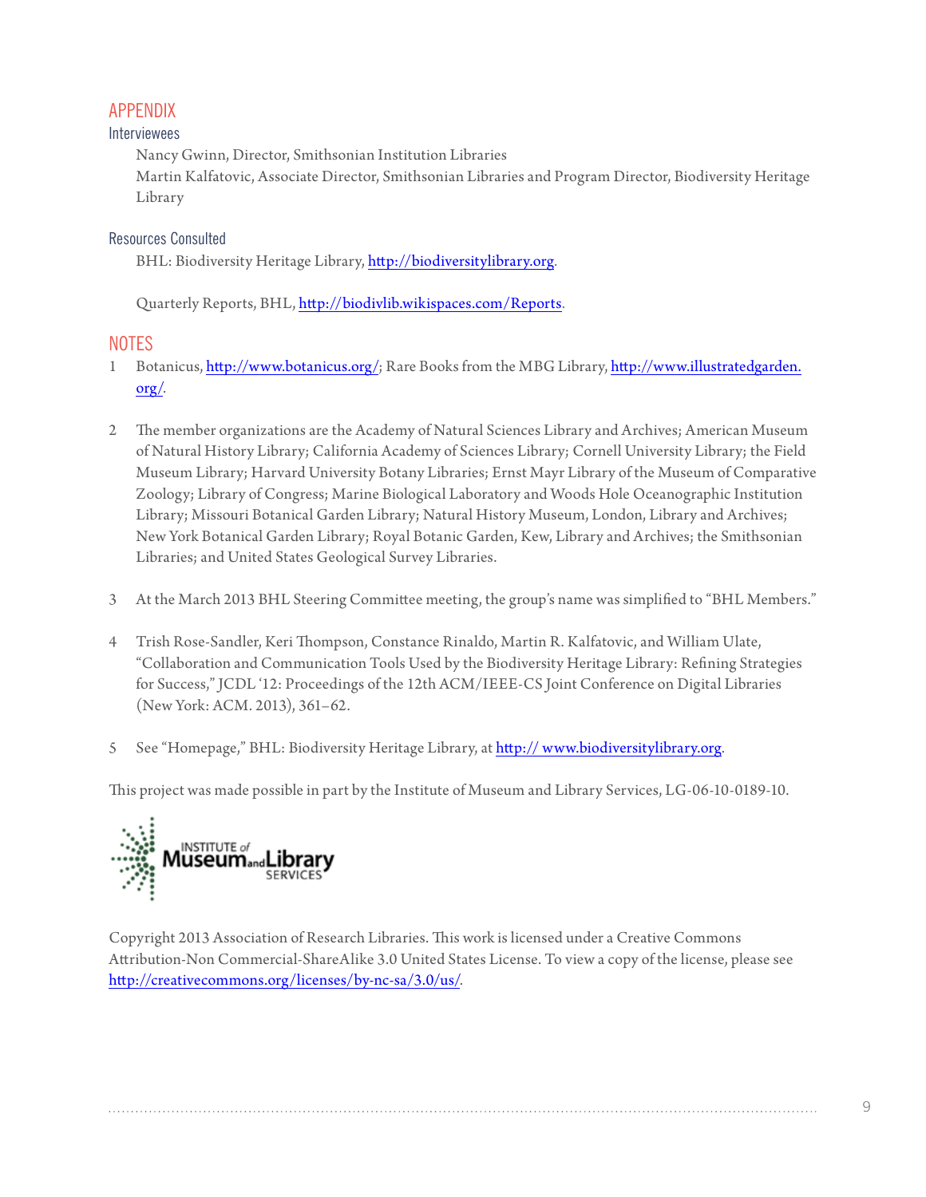## APPENDIX

### Interviewees

Nancy Gwinn, Director, Smithsonian Institution Libraries

Martin Kalfatovic, Associate Director, Smithsonian Libraries and Program Director, Biodiversity Heritage Library

### Resources Consulted

BHL: Biodiversity Heritage Library, http://biodiversitylibrary.org.

Quarterly Reports, BHL, http://biodivlib.wikispaces.com/Reports.

## NOTES

1 Botanicus, http://www.botanicus.org/; Rare Books from the MBG Library, http://www.illustratedgarden.org/.

2 The member organizations are the Academy of Natural Sciences Library and Archives; American Museum of Natural History Library; California Academy of Sciences Library; Cornell University Library; the Field Museum Library; Harvard University Botany Libraries; Ernst Mayr Library of the Museum of Comparative Zoology; Library of Congress; Marine Biological Laboratory and Woods Hole Oceanographic Institution Library; Missouri Botanical Garden Library; Natural History Museum, London, Library and Archives; New York Botanical Garden Library; Royal Botanic Garden, Kew, Library and Archives; the Smithsonian Libraries; and United States Geological Survey Libraries.

3 At the March 2013 BHL Steering Committee meeting, the group's name was simplified to "BHL Members."

4 Trish Rose-Sandler, Keri Thompson, Constance Rinaldo, Martin R. Kalfatovic, and William Ulate, "Collaboration and Communication Tools Used by the Biodiversity Heritage Library: Refining Strategies for Success," JCDL '12: Proceedings of the 12th ACM/IEEE-CS Joint Conference on Digital Libraries (New York: ACM. 2013), 361–62.

5 See "Homepage," BHL: Biodiversity Heritage Library, at http:// www.biodiversitylibrary.org.

This project was made possible in part by the Institute of Museum and Library Services, LG-06-10-0189-10.

INSTITUTE of Museum and Library SERVICES

Copyright 2013 Association of Research Libraries. This work is licensed under a Creative Commons Attribution-Non Commercial-ShareAlike 3.0 United States License. To view a copy of the license, please see http://creativecommons.org/licenses/by-nc-sa/3.0/us/.